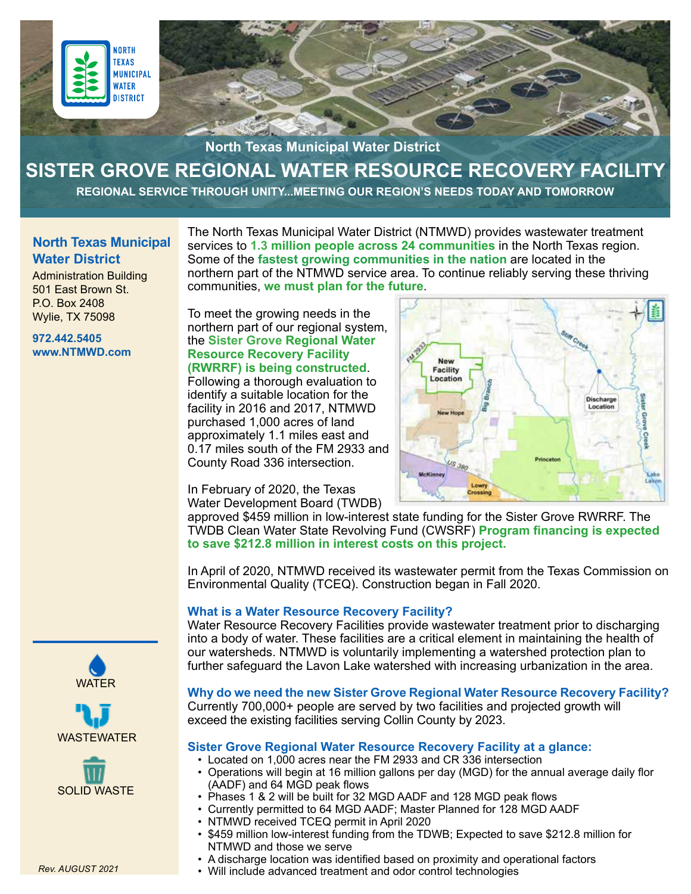North Texas Municipal Water District

# SISTER GROVE REGIONAL WATER RESOURCE RECOVERY FACILITY

**REGIONAL SERVICE THROUGH UNITY...MEETING OUR REGION'S NEEDS TODAY AND TOMORROW**

**North Texas Municipal Water District**

Administration Building
501 East Brown St.
P.O. Box 2408
Wylie, TX 75098

**972.442.5405**
**www.NTMWD.com**

The North Texas Municipal Water District (NTMWD) provides wastewater treatment services to **1.3 million people across 24 communities** in the North Texas region. Some of the **fastest growing communities in the nation** are located in the northern part of the NTMWD service area. To continue reliably serving these thriving communities, **we must plan for the future**.

To meet the growing needs in the northern part of our regional system, the **Sister Grove Regional Water Resource Recovery Facility (RWRRF) is being constructed**. Following a thorough evaluation to identify a suitable location for the facility in 2016 and 2017, NTMWD purchased 1,000 acres of land approximately 1.1 miles east and 0.17 miles south of the FM 2933 and County Road 336 intersection.

FM 2933
New Facility Location
Big Branch
Stiff Creek
Discharge Location
Sister Grove Creek
New Hope
US 380
Princeton
McKinney
Lowry Crossing
Lake Lavon

In February of 2020, the Texas Water Development Board (TWDB) approved $459 million in low-interest state funding for the Sister Grove RWRRF. The TWDB Clean Water State Revolving Fund (CWSRF) **Program financing is expected to save $212.8 million in interest costs on this project.**

In April of 2020, NTMWD received its wastewater permit from the Texas Commission on Environmental Quality (TCEQ). Construction began in Fall 2020.

### What is a Water Resource Recovery Facility?

Water Resource Recovery Facilities provide wastewater treatment prior to discharging into a body of water. These facilities are a critical element in maintaining the health of our watersheds. NTMWD is voluntarily implementing a watershed protection plan to further safeguard the Lavon Lake watershed with increasing urbanization in the area.

### Why do we need the new Sister Grove Regional Water Resource Recovery Facility?

Currently 700,000+ people are served by two facilities and projected growth will exceed the existing facilities serving Collin County by 2023.

### Sister Grove Regional Water Resource Recovery Facility at a glance:

- Located on 1,000 acres near the FM 2933 and CR 336 intersection
- Operations will begin at 16 million gallons per day (MGD) for the annual average daily flor (AADF) and 64 MGD peak flows
- Phases 1 & 2 will be built for 32 MGD AADF and 128 MGD peak flows
- Currently permitted to 64 MGD AADF; Master Planned for 128 MGD AADF
- NTMWD received TCEQ permit in April 2020
- $459 million low-interest funding from the TDWB; Expected to save $212.8 million for NTMWD and those we serve
- A discharge location was identified based on proximity and operational factors
- Will include advanced treatment and odor control technologies

WATER

WASTEWATER

SOLID WASTE

*Rev. AUGUST 2021*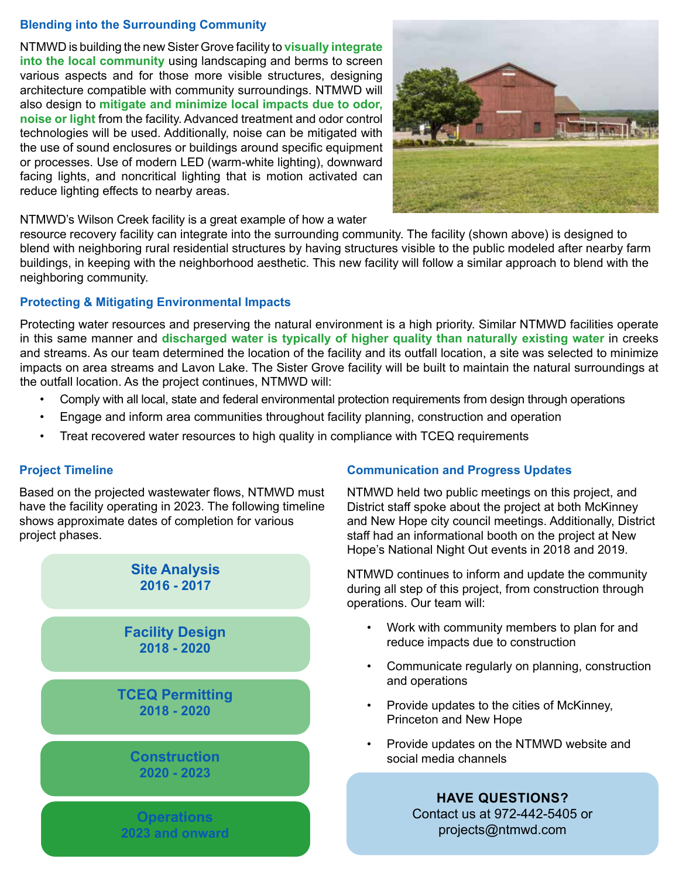### Blending into the Surrounding Community

NTMWD is building the new Sister Grove facility to **visually integrate into the local community** using landscaping and berms to screen various aspects and for those more visible structures, designing architecture compatible with community surroundings. NTMWD will also design to **mitigate and minimize local impacts due to odor, noise or light** from the facility. Advanced treatment and odor control technologies will be used. Additionally, noise can be mitigated with the use of sound enclosures or buildings around specific equipment or processes. Use of modern LED (warm-white lighting), downward facing lights, and noncritical lighting that is motion activated can reduce lighting effects to nearby areas.

NTMWD's Wilson Creek facility is a great example of how a water resource recovery facility can integrate into the surrounding community. The facility (shown above) is designed to blend with neighboring rural residential structures by having structures visible to the public modeled after nearby farm buildings, in keeping with the neighborhood aesthetic. This new facility will follow a similar approach to blend with the neighboring community.

### Protecting & Mitigating Environmental Impacts

Protecting water resources and preserving the natural environment is a high priority. Similar NTMWD facilities operate in this same manner and **discharged water is typically of higher quality than naturally existing water** in creeks and streams. As our team determined the location of the facility and its outfall location, a site was selected to minimize impacts on area streams and Lavon Lake. The Sister Grove facility will be built to maintain the natural surroundings at the outfall location. As the project continues, NTMWD will:

- Comply with all local, state and federal environmental protection requirements from design through operations
- Engage and inform area communities throughout facility planning, construction and operation
- Treat recovered water resources to high quality in compliance with TCEQ requirements

### Project Timeline

Based on the projected wastewater flows, NTMWD must have the facility operating in 2023. The following timeline shows approximate dates of completion for various project phases.

**Site Analysis**
**2016 - 2017**

**Facility Design**
**2018 - 2020**

**TCEQ Permitting**
**2018 - 2020**

**Construction**
**2020 - 2023**

**Operations**
**2023 and onward**

### Communication and Progress Updates

NTMWD held two public meetings on this project, and District staff spoke about the project at both McKinney and New Hope city council meetings. Additionally, District staff had an informational booth on the project at New Hope's National Night Out events in 2018 and 2019.

NTMWD continues to inform and update the community during all step of this project, from construction through operations. Our team will:

- Work with community members to plan for and reduce impacts due to construction
- Communicate regularly on planning, construction and operations
- Provide updates to the cities of McKinney, Princeton and New Hope
- Provide updates on the NTMWD website and social media channels

**HAVE QUESTIONS?**
Contact us at 972-442-5405 or projects@ntmwd.com